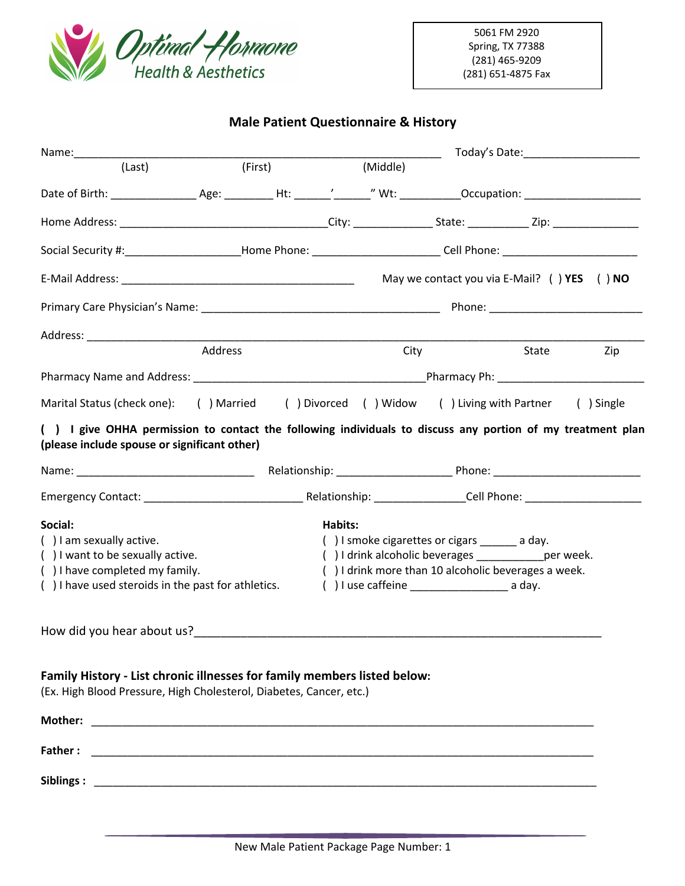Optimal Hormone Health & Aesthetics

5061 FM 2920
Spring, TX 77388
(281) 465-9209
(281) 651-4875 Fax

## Male Patient Questionnaire & History

Name:_____________________________________________________________ Today's Date:___________________
(Last) (First) (Middle)

Date of Birth: ______________ Age: ________ Ht: ______'______" Wt: __________Occupation: ___________________

Home Address: __________________________________City: _____________ State: __________ Zip: ______________

Social Security #:___________________Home Phone: ____________________ Cell Phone: _____________________

E-Mail Address: _______________________________________ May we contact you via E-Mail? ( ) **YES** ( ) **NO**

Primary Care Physician's Name: ______________________________________ Phone: _________________________

Address: ____________________________________________________________________________________
Address City State Zip

Pharmacy Name and Address: ______________________________________Pharmacy Ph: ________________________

Marital Status (check one): ( ) Married ( ) Divorced ( ) Widow ( ) Living with Partner ( ) Single

**( ) I give OHHA permission to contact the following individuals to discuss any portion of my treatment plan (please include spouse or significant other)**

Name: _____________________________ Relationship: __________________ Phone: ________________________

Emergency Contact: __________________________ Relationship: _______________Cell Phone: ___________________

**Social:**
( ) I am sexually active.
( ) I want to be sexually active.
( ) I have completed my family.
( ) I have used steroids in the past for athletics.

**Habits:**
( ) I smoke cigarettes or cigars ______ a day.
( ) I drink alcoholic beverages ___________per week.
( ) I drink more than 10 alcoholic beverages a week.
( ) I use caffeine ________________ a day.

How did you hear about us?_________________________________________________________________

**Family History - List chronic illnesses for family members listed below:**
(Ex. High Blood Pressure, High Cholesterol, Diabetes, Cancer, etc.)

**Mother:** ________________________________________________________________________________

**Father :** ________________________________________________________________________________

**Siblings :** ________________________________________________________________________________

New Male Patient Package Page Number: 1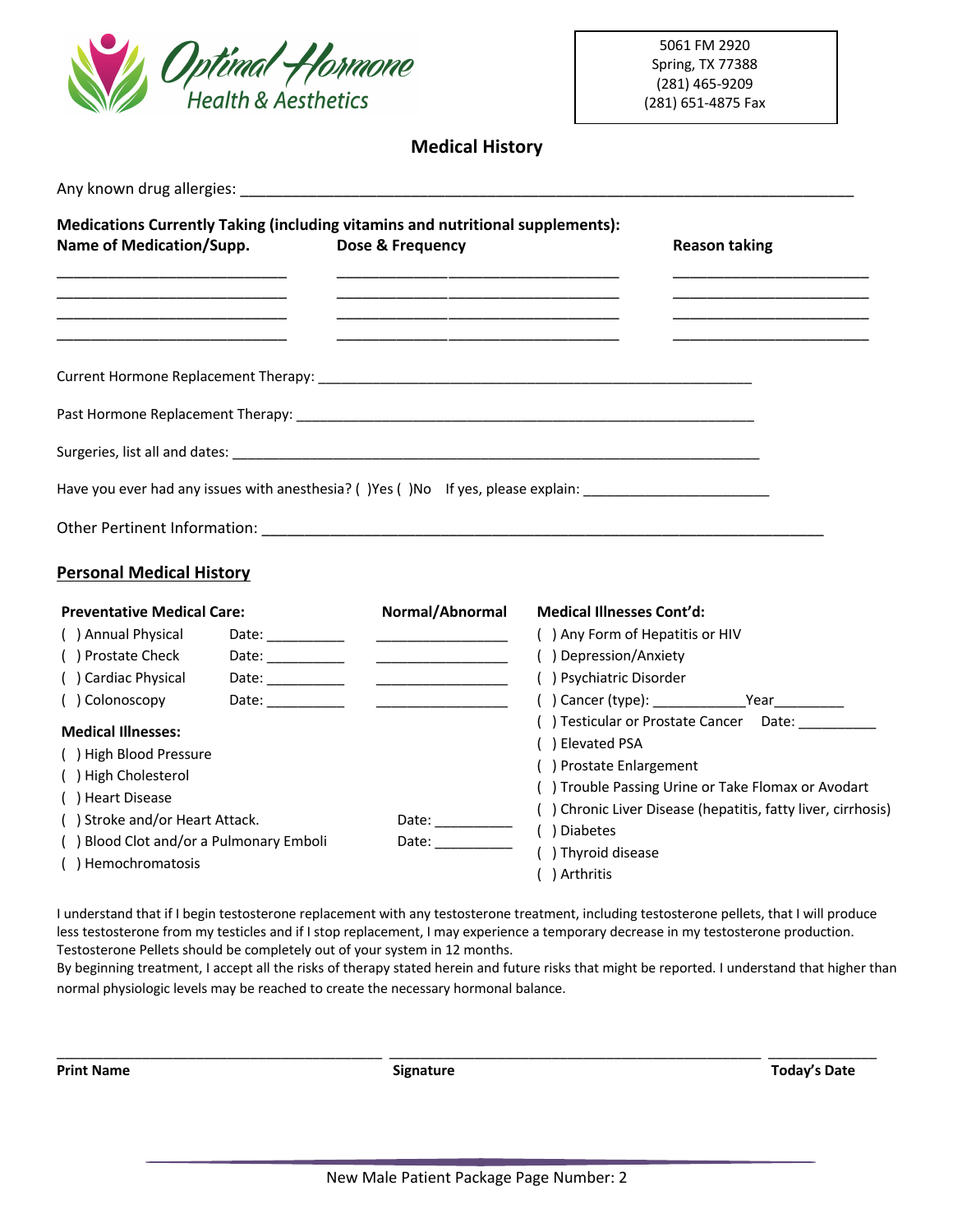Optimal Hormone Health & Aesthetics

5061 FM 2920
Spring, TX 77388
(281) 465-9209
(281) 651-4875 Fax

## Medical History

Any known drug allergies: ___________________________________________________________________________

**Medications Currently Taking (including vitamins and nutritional supplements):**

| Name of Medication/Supp. | Dose & Frequency | Reason taking |
|---|---|---|
| ____________________________ | ___________________________________ | ________________________ |
| ____________________________ | ___________________________________ | ________________________ |
| ____________________________ | ___________________________________ | ________________________ |
| ____________________________ | ___________________________________ | ________________________ |

Current Hormone Replacement Therapy: _____________________________________________________________

Past Hormone Replacement Therapy: ________________________________________________________________

Surgeries, list all and dates: _________________________________________________________________________

Have you ever had any issues with anesthesia? ( )Yes ( )No If yes, please explain: ________________________

Other Pertinent Information: ______________________________________________________________________

## Personal Medical History

**Preventative Medical Care:**

| | Date | Normal/Abnormal |
|---|---|---|
| ( ) Annual Physical | Date: __________ | _________________ |
| ( ) Prostate Check | Date: __________ | _________________ |
| ( ) Cardiac Physical | Date: __________ | _________________ |
| ( ) Colonoscopy | Date: __________ | _________________ |

**Medical Illnesses:**

- ( ) High Blood Pressure
- ( ) High Cholesterol
- ( ) Heart Disease
- ( ) Stroke and/or Heart Attack. Date: __________
- ( ) Blood Clot and/or a Pulmonary Emboli Date: __________
- ( ) Hemochromatosis

**Medical Illnesses Cont'd:**

- ( ) Any Form of Hepatitis or HIV
- ( ) Depression/Anxiety
- ( ) Psychiatric Disorder
- ( ) Cancer (type): ____________Year_________
- ( ) Testicular or Prostate Cancer Date: __________
- ( ) Elevated PSA
- ( ) Prostate Enlargement
- ( ) Trouble Passing Urine or Take Flomax or Avodart
- ( ) Chronic Liver Disease (hepatitis, fatty liver, cirrhosis)
- ( ) Diabetes
- ( ) Thyroid disease
- ( ) Arthritis

I understand that if I begin testosterone replacement with any testosterone treatment, including testosterone pellets, that I will produce less testosterone from my testicles and if I stop replacement, I may experience a temporary decrease in my testosterone production. Testosterone Pellets should be completely out of your system in 12 months.
By beginning treatment, I accept all the risks of therapy stated herein and future risks that might be reported. I understand that higher than normal physiologic levels may be reached to create the necessary hormonal balance.

| ________________________________________ | ______________________________________________ | ______________ |
|---|---|---|
| **Print Name** | **Signature** | **Today's Date** |

New Male Patient Package Page Number: 2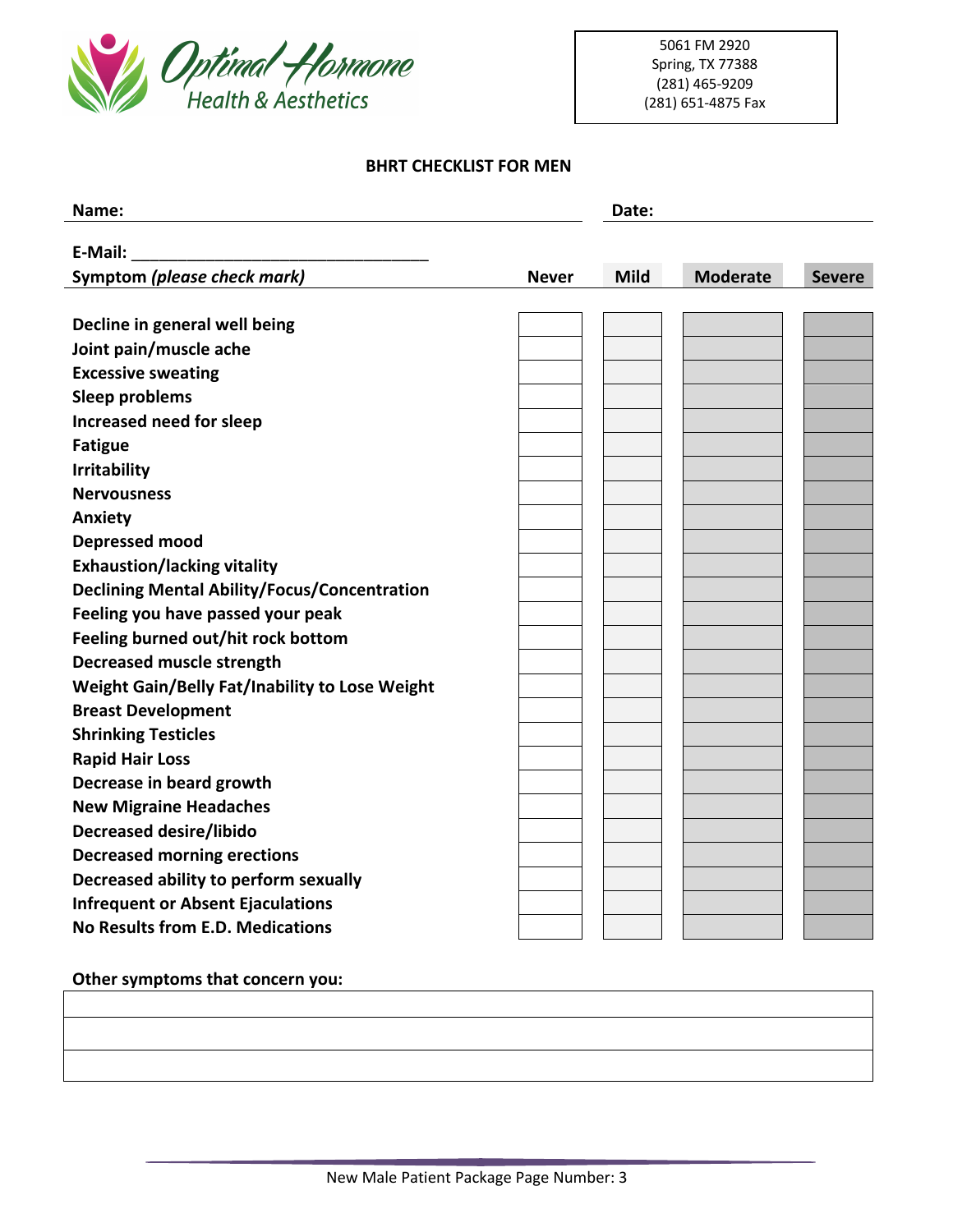Optimal Hormone Health & Aesthetics

5061 FM 2920
Spring, TX 77388
(281) 465-9209
(281) 651-4875 Fax

## BHRT CHECKLIST FOR MEN

**Name:** ______________________ **Date:** ______________

**E-Mail:** ________________________________

| **Symptom** ***(please check mark)*** | **Never** | **Mild** | **Moderate** | **Severe** |
|---|---|---|---|---|
| **Decline in general well being** | | | | |
| **Joint pain/muscle ache** | | | | |
| **Excessive sweating** | | | | |
| **Sleep problems** | | | | |
| **Increased need for sleep** | | | | |
| **Fatigue** | | | | |
| **Irritability** | | | | |
| **Nervousness** | | | | |
| **Anxiety** | | | | |
| **Depressed mood** | | | | |
| **Exhaustion/lacking vitality** | | | | |
| **Declining Mental Ability/Focus/Concentration** | | | | |
| **Feeling you have passed your peak** | | | | |
| **Feeling burned out/hit rock bottom** | | | | |
| **Decreased muscle strength** | | | | |
| **Weight Gain/Belly Fat/Inability to Lose Weight** | | | | |
| **Breast Development** | | | | |
| **Shrinking Testicles** | | | | |
| **Rapid Hair Loss** | | | | |
| **Decrease in beard growth** | | | | |
| **New Migraine Headaches** | | | | |
| **Decreased desire/libido** | | | | |
| **Decreased morning erections** | | | | |
| **Decreased ability to perform sexually** | | | | |
| **Infrequent or Absent Ejaculations** | | | | |
| **No Results from E.D. Medications** | | | | |

**Other symptoms that concern you:**

| |
|---|
| |
| |
| |

New Male Patient Package Page Number: 3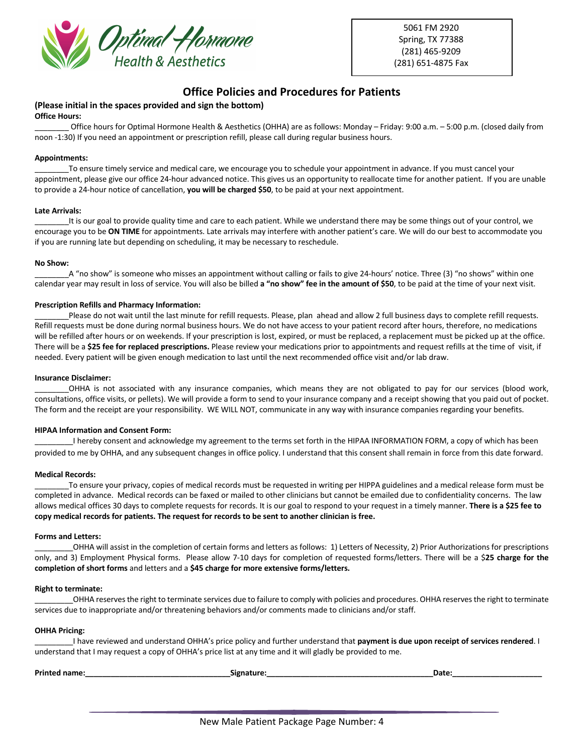Optimal Hormone Health & Aesthetics

5061 FM 2920
Spring, TX 77388
(281) 465-9209
(281) 651-4875 Fax

## Office Policies and Procedures for Patients

**(Please initial in the spaces provided and sign the bottom)**

**Office Hours:**

________ Office hours for Optimal Hormone Health & Aesthetics (OHHA) are as follows: Monday – Friday: 9:00 a.m. – 5:00 p.m. (closed daily from noon -1:30) If you need an appointment or prescription refill, please call during regular business hours.

**Appointments:**

________To ensure timely service and medical care, we encourage you to schedule your appointment in advance. If you must cancel your appointment, please give our office 24-hour advanced notice. This gives us an opportunity to reallocate time for another patient. If you are unable to provide a 24-hour notice of cancellation, **you will be charged $50**, to be paid at your next appointment.

**Late Arrivals:**

________It is our goal to provide quality time and care to each patient. While we understand there may be some things out of your control, we encourage you to be **ON TIME** for appointments. Late arrivals may interfere with another patient's care. We will do our best to accommodate you if you are running late but depending on scheduling, it may be necessary to reschedule.

**No Show:**

________A "no show" is someone who misses an appointment without calling or fails to give 24-hours' notice. Three (3) "no shows" within one calendar year may result in loss of service. You will also be billed **a "no show" fee in the amount of $50**, to be paid at the time of your next visit.

**Prescription Refills and Pharmacy Information:**

________Please do not wait until the last minute for refill requests. Please, plan ahead and allow 2 full business days to complete refill requests. Refill requests must be done during normal business hours. We do not have access to your patient record after hours, therefore, no medications will be refilled after hours or on weekends. If your prescription is lost, expired, or must be replaced, a replacement must be picked up at the office. There will be a **$25 fee for replaced prescriptions.** Please review your medications prior to appointments and request refills at the time of visit, if needed. Every patient will be given enough medication to last until the next recommended office visit and/or lab draw.

**Insurance Disclaimer:**

________OHHA is not associated with any insurance companies, which means they are not obligated to pay for our services (blood work, consultations, office visits, or pellets). We will provide a form to send to your insurance company and a receipt showing that you paid out of pocket. The form and the receipt are your responsibility. WE WILL NOT, communicate in any way with insurance companies regarding your benefits.

**HIPAA Information and Consent Form:**

_________I hereby consent and acknowledge my agreement to the terms set forth in the HIPAA INFORMATION FORM, a copy of which has been provided to me by OHHA, and any subsequent changes in office policy. I understand that this consent shall remain in force from this date forward.

**Medical Records:**

________To ensure your privacy, copies of medical records must be requested in writing per HIPPA guidelines and a medical release form must be completed in advance. Medical records can be faxed or mailed to other clinicians but cannot be emailed due to confidentiality concerns. The law allows medical offices 30 days to complete requests for records. It is our goal to respond to your request in a timely manner. **There is a $25 fee to copy medical records for patients. The request for records to be sent to another clinician is free.**

**Forms and Letters:**

_________OHHA will assist in the completion of certain forms and letters as follows: 1) Letters of Necessity, 2) Prior Authorizations for prescriptions only, and 3) Employment Physical forms. Please allow 7-10 days for completion of requested forms/letters. There will be a $**25 charge for the completion of short forms** and letters and a **$45 charge for more extensive forms/letters.**

**Right to terminate:**

_________OHHA reserves the right to terminate services due to failure to comply with policies and procedures. OHHA reserves the right to terminate services due to inappropriate and/or threatening behaviors and/or comments made to clinicians and/or staff.

**OHHA Pricing:**

_________I have reviewed and understand OHHA's price policy and further understand that **payment is due upon receipt of services rendered**. I understand that I may request a copy of OHHA's price list at any time and it will gladly be provided to me.

**Printed name:**_________________________________ **Signature:**______________________________________ **Date:**_____________________

New Male Patient Package Page Number: 4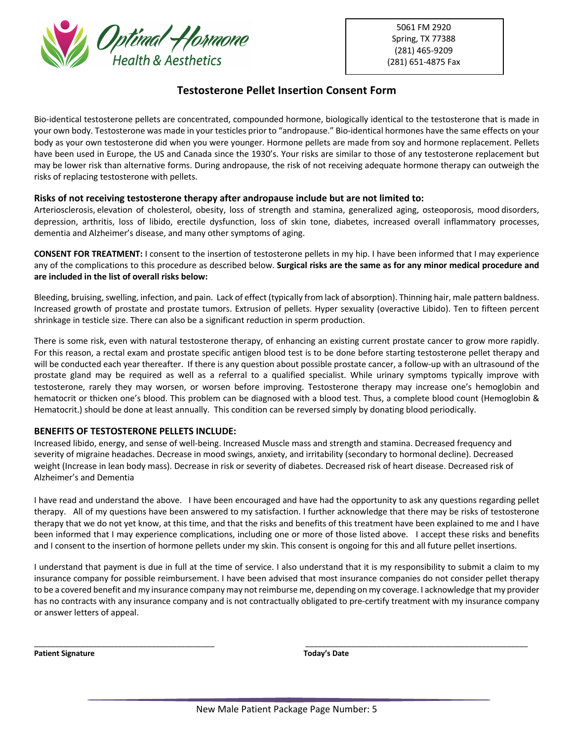Optimal Hormone Health & Aesthetics

5061 FM 2920
Spring, TX 77388
(281) 465-9209
(281) 651-4875 Fax

## Testosterone Pellet Insertion Consent Form

Bio-identical testosterone pellets are concentrated, compounded hormone, biologically identical to the testosterone that is made in your own body. Testosterone was made in your testicles prior to "andropause." Bio-identical hormones have the same effects on your body as your own testosterone did when you were younger. Hormone pellets are made from soy and hormone replacement. Pellets have been used in Europe, the US and Canada since the 1930's. Your risks are similar to those of any testosterone replacement but may be lower risk than alternative forms. During andropause, the risk of not receiving adequate hormone therapy can outweigh the risks of replacing testosterone with pellets.

**Risks of not receiving testosterone therapy after andropause include but are not limited to:**
Arteriosclerosis, elevation of cholesterol, obesity, loss of strength and stamina, generalized aging, osteoporosis, mood disorders, depression, arthritis, loss of libido, erectile dysfunction, loss of skin tone, diabetes, increased overall inflammatory processes, dementia and Alzheimer's disease, and many other symptoms of aging.

**CONSENT FOR TREATMENT:** I consent to the insertion of testosterone pellets in my hip. I have been informed that I may experience any of the complications to this procedure as described below. **Surgical risks are the same as for any minor medical procedure and are included in the list of overall risks below:**

Bleeding, bruising, swelling, infection, and pain. Lack of effect (typically from lack of absorption). Thinning hair, male pattern baldness. Increased growth of prostate and prostate tumors. Extrusion of pellets. Hyper sexuality (overactive Libido). Ten to fifteen percent shrinkage in testicle size. There can also be a significant reduction in sperm production.

There is some risk, even with natural testosterone therapy, of enhancing an existing current prostate cancer to grow more rapidly. For this reason, a rectal exam and prostate specific antigen blood test is to be done before starting testosterone pellet therapy and will be conducted each year thereafter. If there is any question about possible prostate cancer, a follow-up with an ultrasound of the prostate gland may be required as well as a referral to a qualified specialist. While urinary symptoms typically improve with testosterone, rarely they may worsen, or worsen before improving. Testosterone therapy may increase one's hemoglobin and hematocrit or thicken one's blood. This problem can be diagnosed with a blood test. Thus, a complete blood count (Hemoglobin & Hematocrit.) should be done at least annually. This condition can be reversed simply by donating blood periodically.

**BENEFITS OF TESTOSTERONE PELLETS INCLUDE:**
Increased libido, energy, and sense of well-being. Increased Muscle mass and strength and stamina. Decreased frequency and severity of migraine headaches. Decrease in mood swings, anxiety, and irritability (secondary to hormonal decline). Decreased weight (Increase in lean body mass). Decrease in risk or severity of diabetes. Decreased risk of heart disease. Decreased risk of Alzheimer's and Dementia

I have read and understand the above. I have been encouraged and have had the opportunity to ask any questions regarding pellet therapy. All of my questions have been answered to my satisfaction. I further acknowledge that there may be risks of testosterone therapy that we do not yet know, at this time, and that the risks and benefits of this treatment have been explained to me and I have been informed that I may experience complications, including one or more of those listed above. I accept these risks and benefits and I consent to the insertion of hormone pellets under my skin. This consent is ongoing for this and all future pellet insertions.

I understand that payment is due in full at the time of service. I also understand that it is my responsibility to submit a claim to my insurance company for possible reimbursement. I have been advised that most insurance companies do not consider pellet therapy to be a covered benefit and my insurance company may not reimburse me, depending on my coverage. I acknowledge that my provider has no contracts with any insurance company and is not contractually obligated to pre-certify treatment with my insurance company or answer letters of appeal.

\_\_\_\_\_\_\_\_\_\_\_\_\_\_\_\_\_\_\_\_\_\_\_\_\_\_\_\_\_\_\_\_\_\_\_\_\_\_\_\_
**Patient Signature**

\_\_\_\_\_\_\_\_\_\_\_\_\_\_\_\_\_\_\_\_\_\_\_\_\_\_\_\_\_\_\_\_\_\_\_\_\_\_\_\_
**Today's Date**

New Male Patient Package Page Number: 5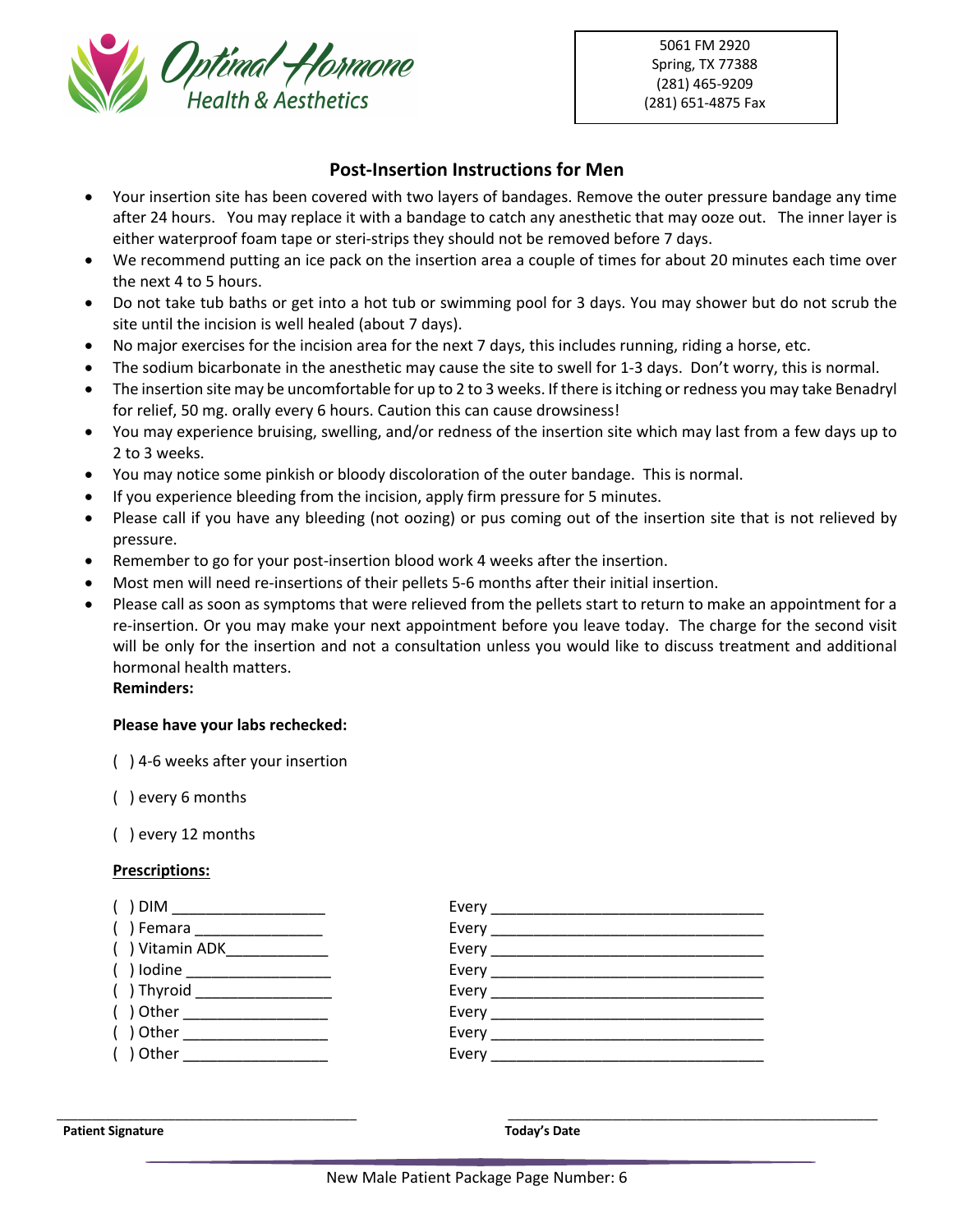5061 FM 2920
Spring, TX 77388
(281) 465-9209
(281) 651-4875 Fax

## Post-Insertion Instructions for Men

- Your insertion site has been covered with two layers of bandages. Remove the outer pressure bandage any time after 24 hours. You may replace it with a bandage to catch any anesthetic that may ooze out. The inner layer is either waterproof foam tape or steri-strips they should not be removed before 7 days.
- We recommend putting an ice pack on the insertion area a couple of times for about 20 minutes each time over the next 4 to 5 hours.
- Do not take tub baths or get into a hot tub or swimming pool for 3 days. You may shower but do not scrub the site until the incision is well healed (about 7 days).
- No major exercises for the incision area for the next 7 days, this includes running, riding a horse, etc.
- The sodium bicarbonate in the anesthetic may cause the site to swell for 1-3 days. Don't worry, this is normal.
- The insertion site may be uncomfortable for up to 2 to 3 weeks. If there is itching or redness you may take Benadryl for relief, 50 mg. orally every 6 hours. Caution this can cause drowsiness!
- You may experience bruising, swelling, and/or redness of the insertion site which may last from a few days up to 2 to 3 weeks.
- You may notice some pinkish or bloody discoloration of the outer bandage. This is normal.
- If you experience bleeding from the incision, apply firm pressure for 5 minutes.
- Please call if you have any bleeding (not oozing) or pus coming out of the insertion site that is not relieved by pressure.
- Remember to go for your post-insertion blood work 4 weeks after the insertion.
- Most men will need re-insertions of their pellets 5-6 months after their initial insertion.
- Please call as soon as symptoms that were relieved from the pellets start to return to make an appointment for a re-insertion. Or you may make your next appointment before you leave today. The charge for the second visit will be only for the insertion and not a consultation unless you would like to discuss treatment and additional hormonal health matters.

**Reminders:**

**Please have your labs rechecked:**

( ) 4-6 weeks after your insertion

( ) every 6 months

( ) every 12 months

**Prescriptions:**

( ) DIM __________________ Every ________________________________
( ) Femara _______________ Every ________________________________
( ) Vitamin ADK____________ Every ________________________________
( ) Iodine _________________ Every ________________________________
( ) Thyroid ________________ Every ________________________________
( ) Other _________________ Every ________________________________
( ) Other _________________ Every ________________________________
( ) Other _________________ Every ________________________________

______________________________________ ______________________________________
**Patient Signature** **Today's Date**

New Male Patient Package Page Number: 6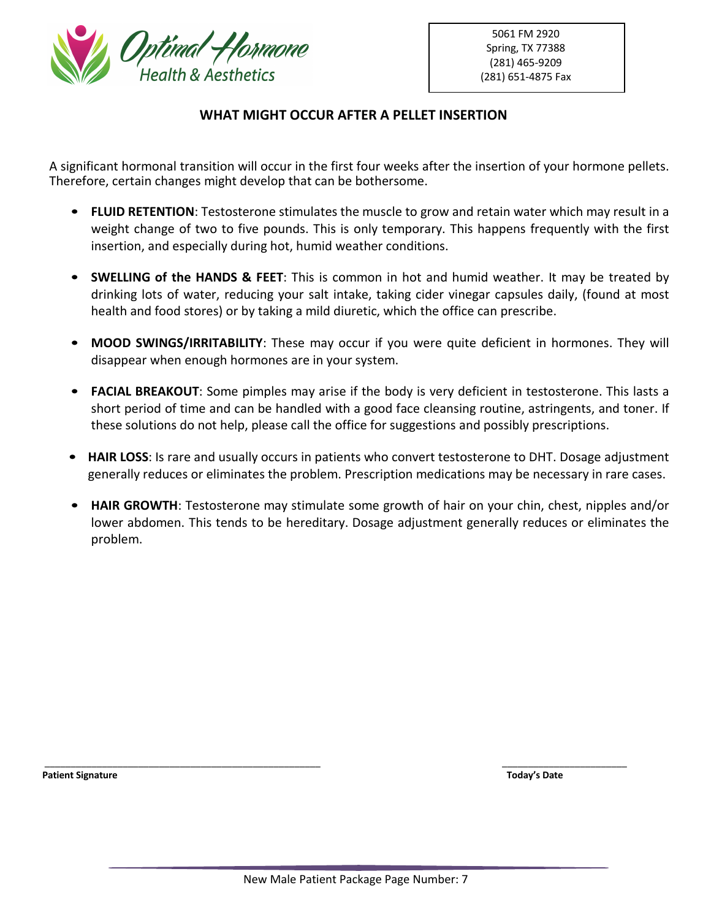Optimal Hormone Health & Aesthetics

5061 FM 2920
Spring, TX 77388
(281) 465-9209
(281) 651-4875 Fax

## WHAT MIGHT OCCUR AFTER A PELLET INSERTION

A significant hormonal transition will occur in the first four weeks after the insertion of your hormone pellets. Therefore, certain changes might develop that can be bothersome.

- **FLUID RETENTION**: Testosterone stimulates the muscle to grow and retain water which may result in a weight change of two to five pounds. This is only temporary. This happens frequently with the first insertion, and especially during hot, humid weather conditions.
- **SWELLING of the HANDS & FEET**: This is common in hot and humid weather. It may be treated by drinking lots of water, reducing your salt intake, taking cider vinegar capsules daily, (found at most health and food stores) or by taking a mild diuretic, which the office can prescribe.
- **MOOD SWINGS/IRRITABILITY**: These may occur if you were quite deficient in hormones. They will disappear when enough hormones are in your system.
- **FACIAL BREAKOUT**: Some pimples may arise if the body is very deficient in testosterone. This lasts a short period of time and can be handled with a good face cleansing routine, astringents, and toner. If these solutions do not help, please call the office for suggestions and possibly prescriptions.
- **HAIR LOSS**: Is rare and usually occurs in patients who convert testosterone to DHT. Dosage adjustment generally reduces or eliminates the problem. Prescription medications may be necessary in rare cases.
- **HAIR GROWTH**: Testosterone may stimulate some growth of hair on your chin, chest, nipples and/or lower abdomen. This tends to be hereditary. Dosage adjustment generally reduces or eliminates the problem.

_______________________________________________ &nbsp;&nbsp;&nbsp;&nbsp;&nbsp;&nbsp;&nbsp;&nbsp; _____________________

**Patient Signature** &nbsp;&nbsp;&nbsp;&nbsp;&nbsp;&nbsp;&nbsp;&nbsp; **Today's Date**

New Male Patient Package Page Number: 7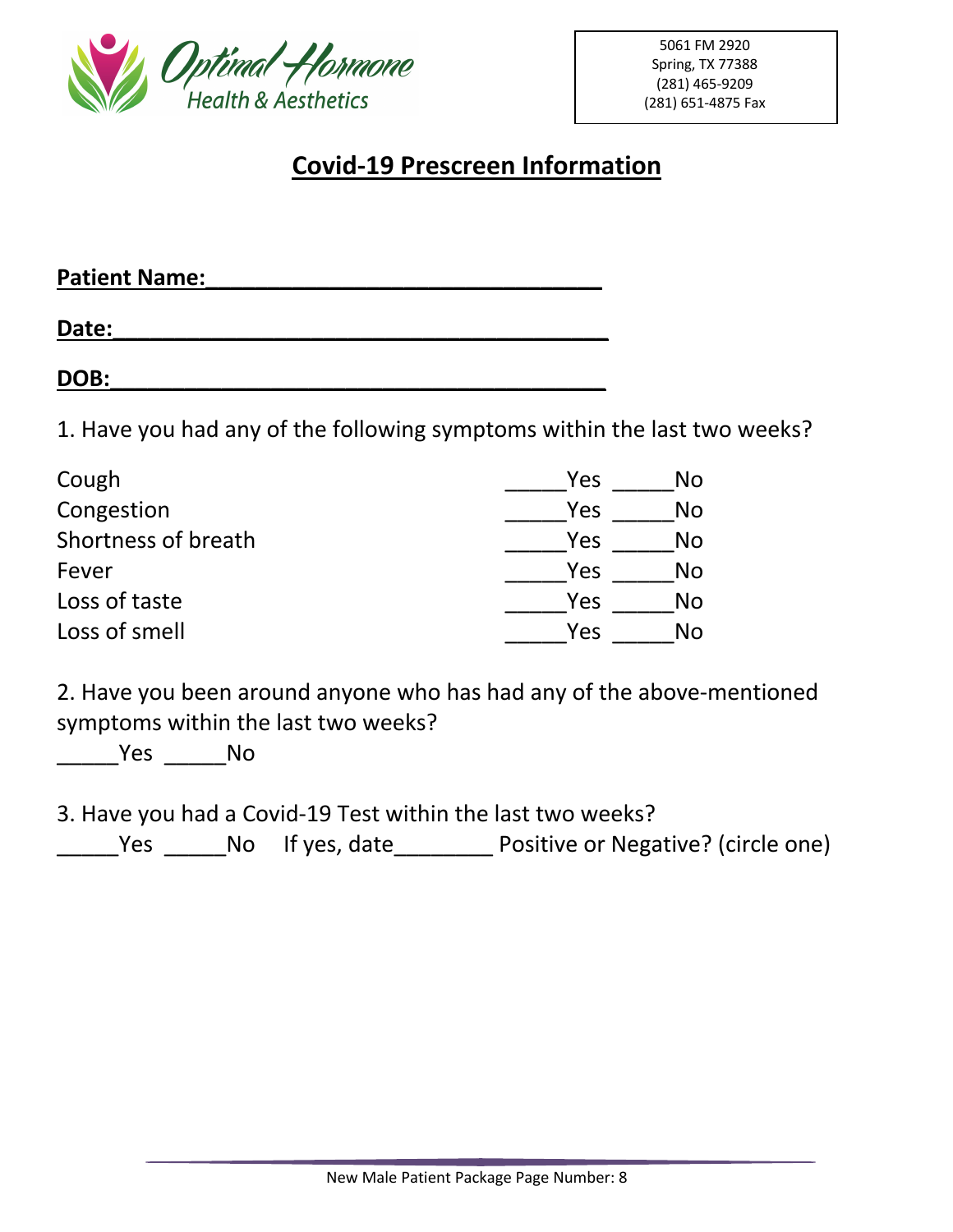Optimal Hormone
Health & Aesthetics

5061 FM 2920
Spring, TX 77388
(281) 465-9209
(281) 651-4875 Fax

# Covid-19 Prescreen Information

**Patient Name:________________________________**

**Date:________________________________________**

**DOB:________________________________________**

1. Have you had any of the following symptoms within the last two weeks?

| | | |
|---|---|---|
| Cough | _____Yes | _____No |
| Congestion | _____Yes | _____No |
| Shortness of breath | _____Yes | _____No |
| Fever | _____Yes | _____No |
| Loss of taste | _____Yes | _____No |
| Loss of smell | _____Yes | _____No |

2. Have you been around anyone who has had any of the above-mentioned symptoms within the last two weeks?

_____Yes _____No

3. Have you had a Covid-19 Test within the last two weeks?

_____Yes _____No If yes, date________ Positive or Negative? (circle one)

New Male Patient Package Page Number: 8